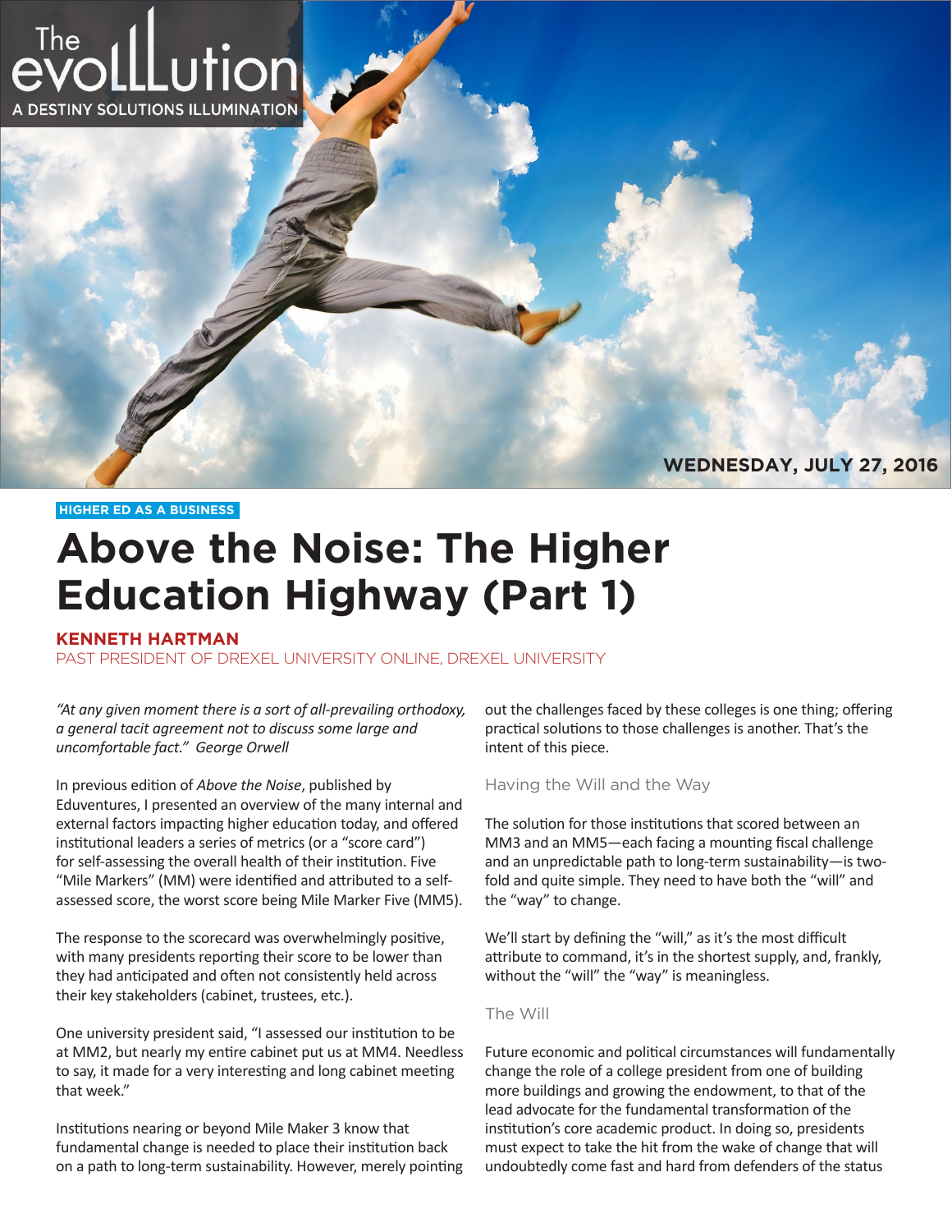The evoLLution

A DESTINY SOLUTIONS ILLUMINATION

WEDNESDAY, JULY 27, 2016

HIGHER ED AS A BUSINESS

# Above the Noise: The Higher Education Highway (Part 1)

**KENNETH HARTMAN**

PAST PRESIDENT OF DREXEL UNIVERSITY ONLINE, DREXEL UNIVERSITY

*"At any given moment there is a sort of all-prevailing orthodoxy, a general tacit agreement not to discuss some large and uncomfortable fact." George Orwell*

In previous edition of *Above the Noise*, published by Eduventures, I presented an overview of the many internal and external factors impacting higher education today, and offered institutional leaders a series of metrics (or a "score card") for self-assessing the overall health of their institution. Five "Mile Markers" (MM) were identified and attributed to a self-assessed score, the worst score being Mile Marker Five (MM5).

The response to the scorecard was overwhelmingly positive, with many presidents reporting their score to be lower than they had anticipated and often not consistently held across their key stakeholders (cabinet, trustees, etc.).

One university president said, "I assessed our institution to be at MM2, but nearly my entire cabinet put us at MM4. Needless to say, it made for a very interesting and long cabinet meeting that week."

Institutions nearing or beyond Mile Maker 3 know that fundamental change is needed to place their institution back on a path to long-term sustainability. However, merely pointing out the challenges faced by these colleges is one thing; offering practical solutions to those challenges is another. That's the intent of this piece.

## Having the Will and the Way

The solution for those institutions that scored between an MM3 and an MM5—each facing a mounting fiscal challenge and an unpredictable path to long-term sustainability—is two-fold and quite simple. They need to have both the "will" and the "way" to change.

We'll start by defining the "will," as it's the most difficult attribute to command, it's in the shortest supply, and, frankly, without the "will" the "way" is meaningless.

## The Will

Future economic and political circumstances will fundamentally change the role of a college president from one of building more buildings and growing the endowment, to that of the lead advocate for the fundamental transformation of the institution's core academic product. In doing so, presidents must expect to take the hit from the wake of change that will undoubtedly come fast and hard from defenders of the status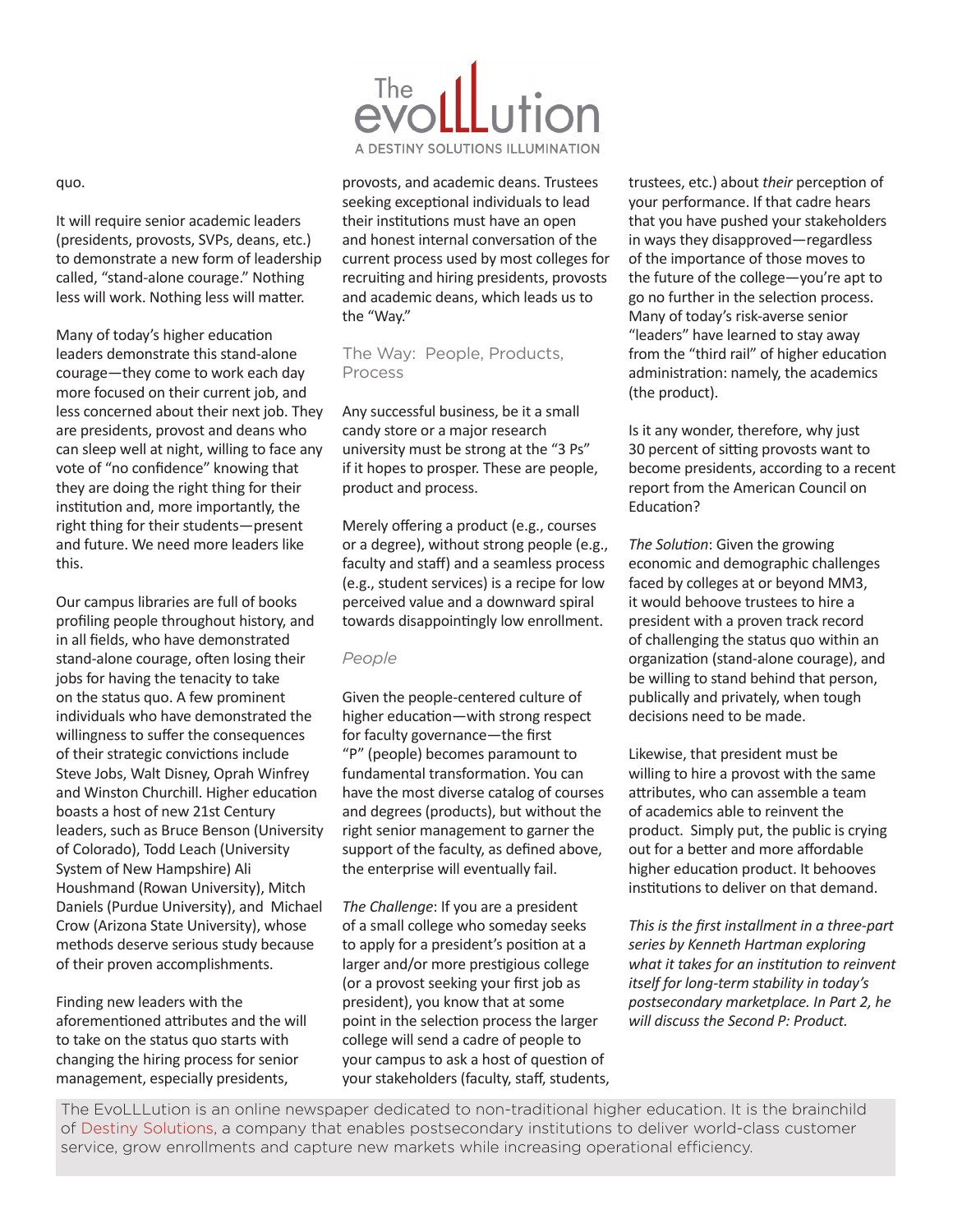quo.

It will require senior academic leaders (presidents, provosts, SVPs, deans, etc.) to demonstrate a new form of leadership called, "stand-alone courage." Nothing less will work. Nothing less will matter.

Many of today's higher education leaders demonstrate this stand-alone courage—they come to work each day more focused on their current job, and less concerned about their next job. They are presidents, provost and deans who can sleep well at night, willing to face any vote of "no confidence" knowing that they are doing the right thing for their institution and, more importantly, the right thing for their students—present and future. We need more leaders like this.

Our campus libraries are full of books profiling people throughout history, and in all fields, who have demonstrated stand-alone courage, often losing their jobs for having the tenacity to take on the status quo. A few prominent individuals who have demonstrated the willingness to suffer the consequences of their strategic convictions include Steve Jobs, Walt Disney, Oprah Winfrey and Winston Churchill. Higher education boasts a host of new 21st Century leaders, such as Bruce Benson (University of Colorado), Todd Leach (University System of New Hampshire) Ali Houshmand (Rowan University), Mitch Daniels (Purdue University), and Michael Crow (Arizona State University), whose methods deserve serious study because of their proven accomplishments.

Finding new leaders with the aforementioned attributes and the will to take on the status quo starts with changing the hiring process for senior management, especially presidents, provosts, and academic deans. Trustees seeking exceptional individuals to lead their institutions must have an open and honest internal conversation of the current process used by most colleges for recruiting and hiring presidents, provosts and academic deans, which leads us to the "Way."

## The Way: People, Products, Process

Any successful business, be it a small candy store or a major research university must be strong at the "3 Ps" if it hopes to prosper. These are people, product and process.

Merely offering a product (e.g., courses or a degree), without strong people (e.g., faculty and staff) and a seamless process (e.g., student services) is a recipe for low perceived value and a downward spiral towards disappointingly low enrollment.

### *People*

Given the people-centered culture of higher education—with strong respect for faculty governance—the first "P" (people) becomes paramount to fundamental transformation. You can have the most diverse catalog of courses and degrees (products), but without the right senior management to garner the support of the faculty, as defined above, the enterprise will eventually fail.

*The Challenge*: If you are a president of a small college who someday seeks to apply for a president's position at a larger and/or more prestigious college (or a provost seeking your first job as president), you know that at some point in the selection process the larger college will send a cadre of people to your campus to ask a host of question of your stakeholders (faculty, staff, students, trustees, etc.) about *their* perception of your performance. If that cadre hears that you have pushed your stakeholders in ways they disapproved—regardless of the importance of those moves to the future of the college—you're apt to go no further in the selection process. Many of today's risk-averse senior "leaders" have learned to stay away from the "third rail" of higher education administration: namely, the academics (the product).

Is it any wonder, therefore, why just 30 percent of sitting provosts want to become presidents, according to a recent report from the American Council on Education?

*The Solution*: Given the growing economic and demographic challenges faced by colleges at or beyond MM3, it would behoove trustees to hire a president with a proven track record of challenging the status quo within an organization (stand-alone courage), and be willing to stand behind that person, publically and privately, when tough decisions need to be made.

Likewise, that president must be willing to hire a provost with the same attributes, who can assemble a team of academics able to reinvent the product. Simply put, the public is crying out for a better and more affordable higher education product. It behooves institutions to deliver on that demand.

*This is the first installment in a three-part series by Kenneth Hartman exploring what it takes for an institution to reinvent itself for long-term stability in today's postsecondary marketplace. In Part 2, he will discuss the Second P: Product.*

The EvoLLLution is an online newspaper dedicated to non-traditional higher education. It is the brainchild of Destiny Solutions, a company that enables postsecondary institutions to deliver world-class customer service, grow enrollments and capture new markets while increasing operational efficiency.